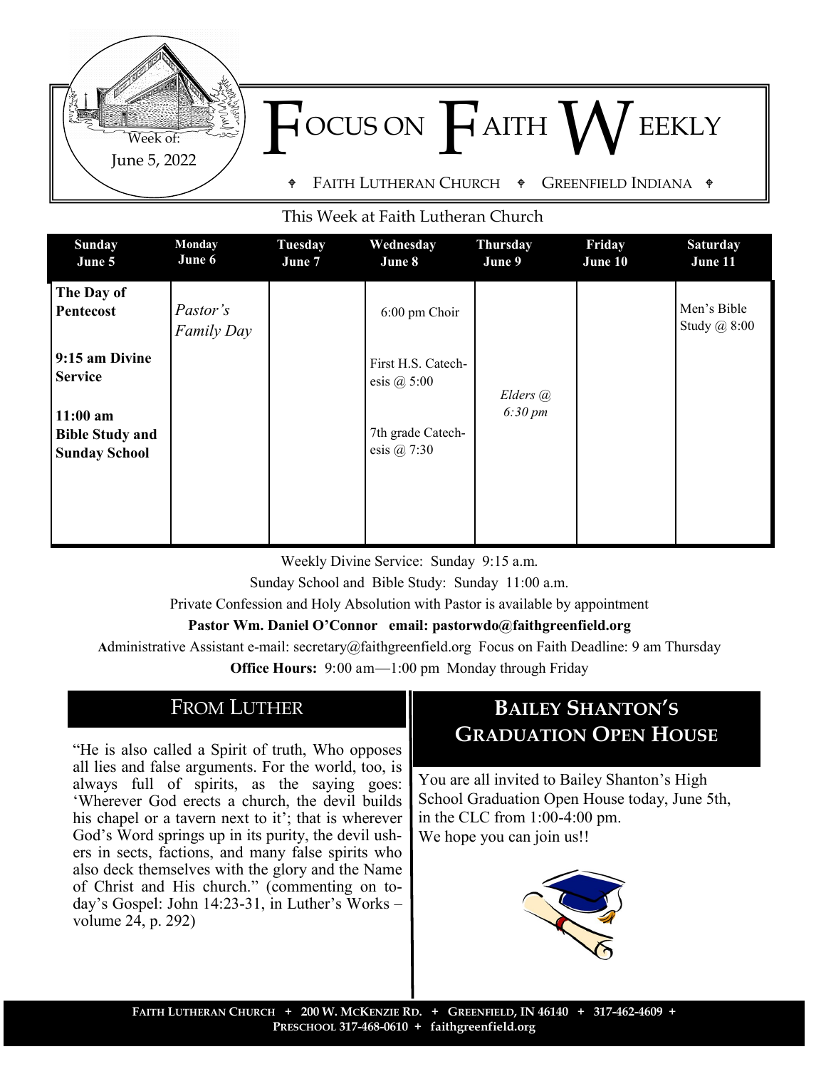Week of: June 5, 2022

# FOCUS ON FAITH WEEKLY

FAITH LUTHERAN CHURCH ♦ GREENFIELD INDIANA ♦

This Week at Faith Lutheran Church

| Sunday June 5 | Monday June 6 | Tuesday June 7 | Wednesday June 8 | Thursday June 9 | Friday June 10 | Saturday June 11 |
|---|---|---|---|---|---|---|
| **The Day of Pentecost**<br><br>**9:15 am Divine Service**<br><br>**11:00 am Bible Study and Sunday School** | *Pastor's Family Day* | | 6:00 pm Choir<br><br>First H.S. Catechesis @ 5:00<br><br>7th grade Catechesis @ 7:30 | *Elders @ 6:30 pm* | | Men's Bible Study @ 8:00 |

Weekly Divine Service: Sunday 9:15 a.m.

Sunday School and Bible Study: Sunday 11:00 a.m.

Private Confession and Holy Absolution with Pastor is available by appointment

**Pastor Wm. Daniel O'Connor email: pastorwdo@faithgreenfield.org**

Administrative Assistant e-mail: secretary@faithgreenfield.org Focus on Faith Deadline: 9 am Thursday

**Office Hours:** 9:00 am—1:00 pm Monday through Friday

## FROM LUTHER

"He is also called a Spirit of truth, Who opposes all lies and false arguments. For the world, too, is always full of spirits, as the saying goes: 'Wherever God erects a church, the devil builds his chapel or a tavern next to it'; that is wherever God's Word springs up in its purity, the devil ushers in sects, factions, and many false spirits who also deck themselves with the glory and the Name of Christ and His church." (commenting on today's Gospel: John 14:23-31, in Luther's Works – volume 24, p. 292)

## BAILEY SHANTON'S GRADUATION OPEN HOUSE

You are all invited to Bailey Shanton's High School Graduation Open House today, June 5th, in the CLC from 1:00-4:00 pm.
We hope you can join us!!

FAITH LUTHERAN CHURCH + 200 W. MCKENZIE RD. + GREENFIELD, IN 46140 + 317-462-4609 + PRESCHOOL 317-468-0610 + faithgreenfield.org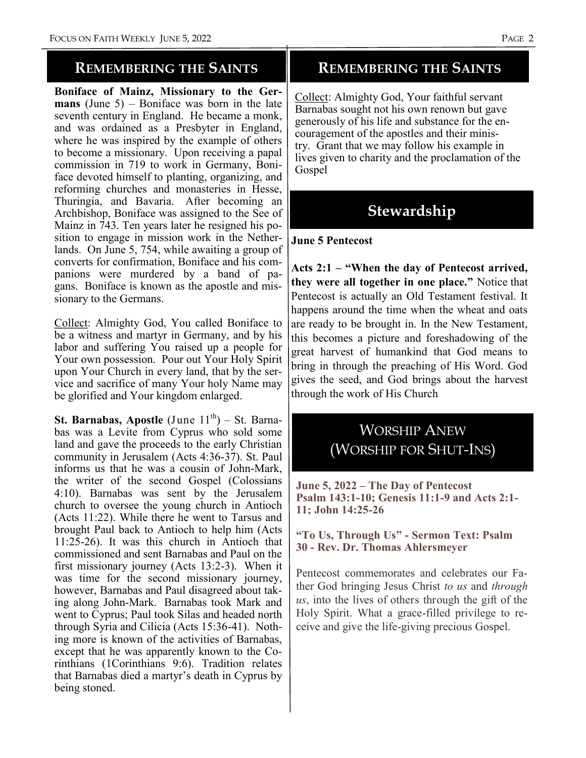## Remembering the Saints

**Boniface of Mainz, Missionary to the Germans** (June 5) – Boniface was born in the late seventh century in England. He became a monk, and was ordained as a Presbyter in England, where he was inspired by the example of others to become a missionary. Upon receiving a papal commission in 719 to work in Germany, Boniface devoted himself to planting, organizing, and reforming churches and monasteries in Hesse, Thuringia, and Bavaria. After becoming an Archbishop, Boniface was assigned to the See of Mainz in 743. Ten years later he resigned his position to engage in mission work in the Netherlands. On June 5, 754, while awaiting a group of converts for confirmation, Boniface and his companions were murdered by a band of pagans. Boniface is known as the apostle and missionary to the Germans.

Collect: Almighty God, You called Boniface to be a witness and martyr in Germany, and by his labor and suffering You raised up a people for Your own possession. Pour out Your Holy Spirit upon Your Church in every land, that by the service and sacrifice of many Your holy Name may be glorified and Your kingdom enlarged.

**St. Barnabas, Apostle** (June 11th) – St. Barnabas was a Levite from Cyprus who sold some land and gave the proceeds to the early Christian community in Jerusalem (Acts 4:36-37). St. Paul informs us that he was a cousin of John-Mark, the writer of the second Gospel (Colossians 4:10). Barnabas was sent by the Jerusalem church to oversee the young church in Antioch (Acts 11:22). While there he went to Tarsus and brought Paul back to Antioch to help him (Acts 11:25-26). It was this church in Antioch that commissioned and sent Barnabas and Paul on the first missionary journey (Acts 13:2-3). When it was time for the second missionary journey, however, Barnabas and Paul disagreed about taking along John-Mark. Barnabas took Mark and went to Cyprus; Paul took Silas and headed north through Syria and Cilicia (Acts 15:36-41). Nothing more is known of the activities of Barnabas, except that he was apparently known to the Corinthians (1Corinthians 9:6). Tradition relates that Barnabas died a martyr's death in Cyprus by being stoned.

## Remembering the Saints

Collect: Almighty God, Your faithful servant Barnabas sought not his own renown but gave generously of his life and substance for the encouragement of the apostles and their ministry. Grant that we may follow his example in lives given to charity and the proclamation of the Gospel

## Stewardship

**June 5 Pentecost**

**Acts 2:1 – "When the day of Pentecost arrived, they were all together in one place."** Notice that Pentecost is actually an Old Testament festival. It happens around the time when the wheat and oats are ready to be brought in. In the New Testament, this becomes a picture and foreshadowing of the great harvest of humankind that God means to bring in through the preaching of His Word. God gives the seed, and God brings about the harvest through the work of His Church

## Worship Anew (Worship for Shut-Ins)

**June 5, 2022 – The Day of Pentecost**
**Psalm 143:1-10; Genesis 11:1-9 and Acts 2:1-11; John 14:25-26**

**"To Us, Through Us" - Sermon Text: Psalm 30 - Rev. Dr. Thomas Ahlersmeyer**

Pentecost commemorates and celebrates our Father God bringing Jesus Christ *to us* and *through us*, into the lives of others through the gift of the Holy Spirit. What a grace-filled privilege to receive and give the life-giving precious Gospel.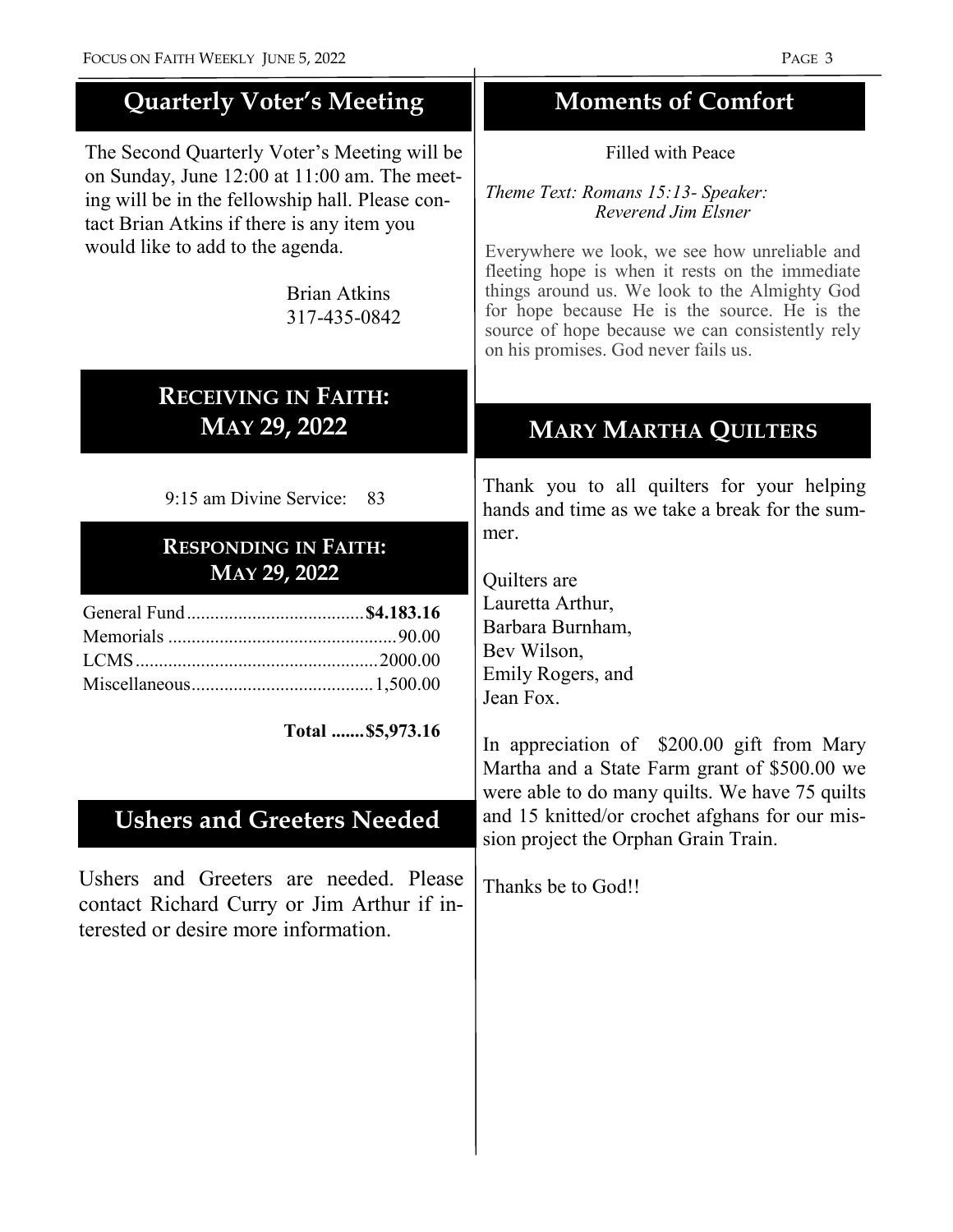## Quarterly Voter's Meeting

The Second Quarterly Voter's Meeting will be on Sunday, June 12:00 at 11:00 am. The meeting will be in the fellowship hall. Please contact Brian Atkins if there is any item you would like to add to the agenda.

Brian Atkins
317-435-0842

## Receiving in Faith: May 29, 2022

9:15 am Divine Service: 83

## Responding in Faith: May 29, 2022

| | |
|---|---|
| General Fund | **$4.183.16** |
| Memorials | 90.00 |
| LCMS | 2000.00 |
| Miscellaneous | 1,500.00 |
| **Total** | **$5,973.16** |

## Ushers and Greeters Needed

Ushers and Greeters are needed. Please contact Richard Curry or Jim Arthur if interested or desire more information.

## Moments of Comfort

Filled with Peace

*Theme Text: Romans 15:13- Speaker: Reverend Jim Elsner*

Everywhere we look, we see how unreliable and fleeting hope is when it rests on the immediate things around us. We look to the Almighty God for hope because He is the source. He is the source of hope because we can consistently rely on his promises. God never fails us.

## Mary Martha Quilters

Thank you to all quilters for your helping hands and time as we take a break for the summer.

Quilters are
Lauretta Arthur,
Barbara Burnham,
Bev Wilson,
Emily Rogers, and
Jean Fox.

In appreciation of $200.00 gift from Mary Martha and a State Farm grant of $500.00 we were able to do many quilts. We have 75 quilts and 15 knitted/or crochet afghans for our mission project the Orphan Grain Train.

Thanks be to God!!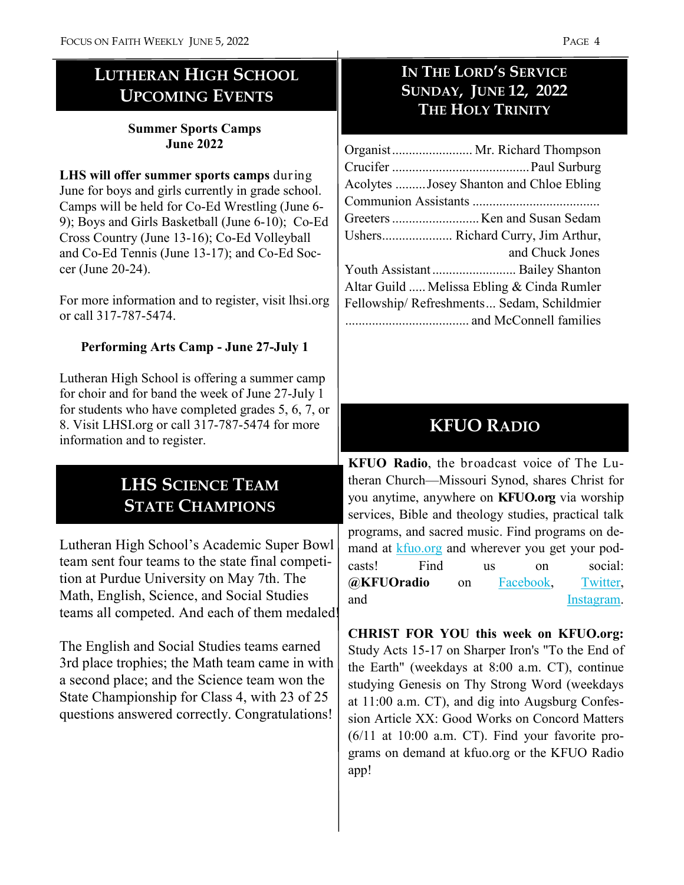## Lutheran High School Upcoming Events

**Summer Sports Camps**
**June 2022**

**LHS will offer summer sports camps** during June for boys and girls currently in grade school. Camps will be held for Co-Ed Wrestling (June 6-9); Boys and Girls Basketball (June 6-10); Co-Ed Cross Country (June 13-16); Co-Ed Volleyball and Co-Ed Tennis (June 13-17); and Co-Ed Soccer (June 20-24).

For more information and to register, visit lhsi.org or call 317-787-5474.

**Performing Arts Camp - June 27-July 1**

Lutheran High School is offering a summer camp for choir and for band the week of June 27-July 1 for students who have completed grades 5, 6, 7, or 8. Visit LHSI.org or call 317-787-5474 for more information and to register.

## LHS Science Team State Champions

Lutheran High School's Academic Super Bowl team sent four teams to the state final competition at Purdue University on May 7th. The Math, English, Science, and Social Studies teams all competed. And each of them medaled!

The English and Social Studies teams earned 3rd place trophies; the Math team came in with a second place; and the Science team won the State Championship for Class 4, with 23 of 25 questions answered correctly. Congratulations!

## In the Lord's Service Sunday, June 12, 2022 The Holy Trinity

Organist........................ Mr. Richard Thompson
Crucifer .........................................Paul Surburg
Acolytes .........Josey Shanton and Chloe Ebling
Communion Assistants ......................................
Greeters ..........................Ken and Susan Sedam
Ushers..................... Richard Curry, Jim Arthur, and Chuck Jones
Youth Assistant......................... Bailey Shanton
Altar Guild ..... Melissa Ebling & Cinda Rumler
Fellowship/ Refreshments... Sedam, Schildmier ..................................... and McConnell families

## KFUO Radio

**KFUO Radio**, the broadcast voice of The Lutheran Church—Missouri Synod, shares Christ for you anytime, anywhere on **KFUO.org** via worship services, Bible and theology studies, practical talk programs, and sacred music. Find programs on demand at kfuo.org and wherever you get your podcasts! Find us on social: **@KFUOradio** on Facebook, Twitter, and Instagram.

**CHRIST FOR YOU this week on KFUO.org:** Study Acts 15-17 on Sharper Iron's "To the End of the Earth" (weekdays at 8:00 a.m. CT), continue studying Genesis on Thy Strong Word (weekdays at 11:00 a.m. CT), and dig into Augsburg Confession Article XX: Good Works on Concord Matters (6/11 at 10:00 a.m. CT). Find your favorite programs on demand at kfuo.org or the KFUO Radio app!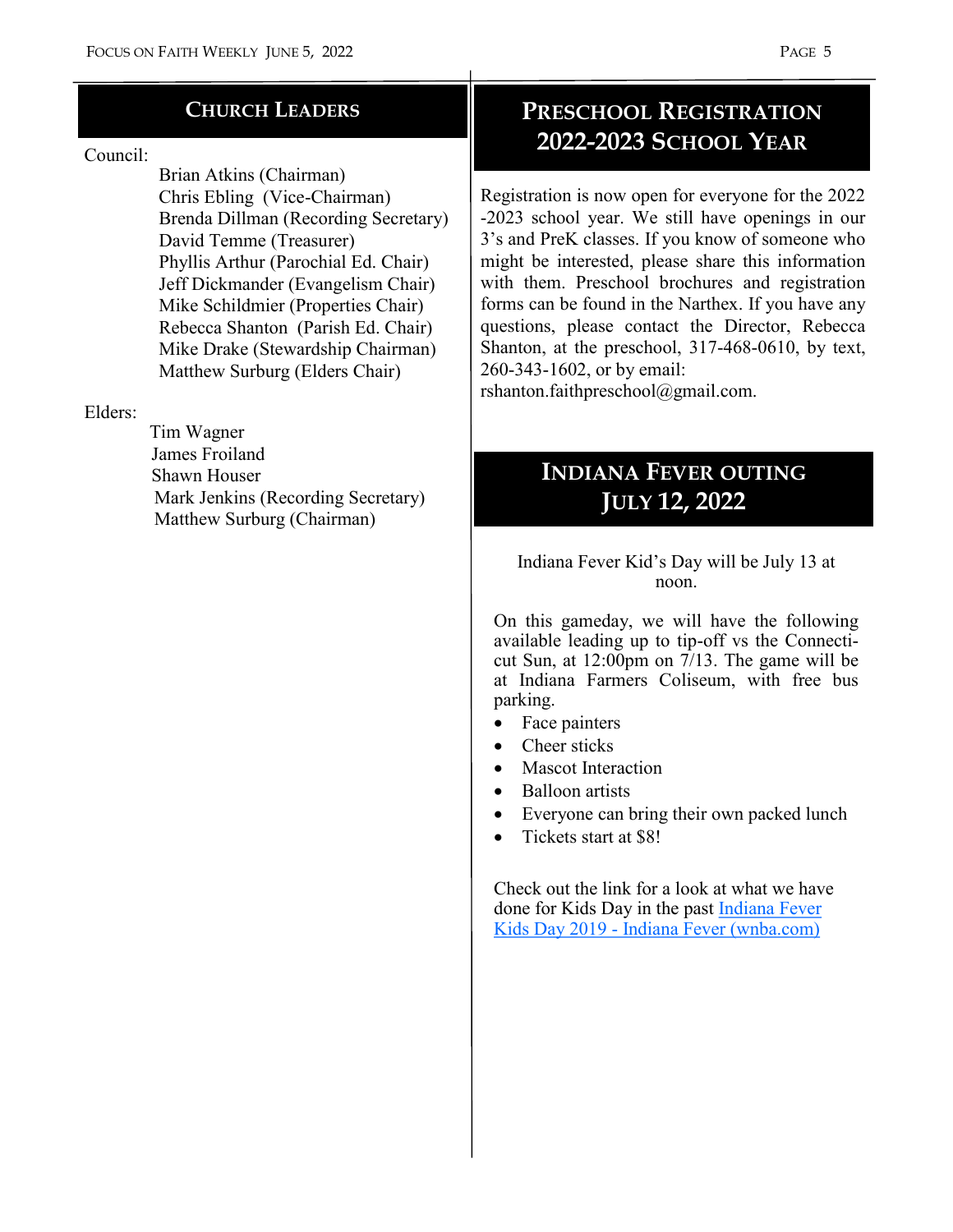## Church Leaders

Council:

- Brian Atkins (Chairman)
- Chris Ebling (Vice-Chairman)
- Brenda Dillman (Recording Secretary)
- David Temme (Treasurer)
- Phyllis Arthur (Parochial Ed. Chair)
- Jeff Dickmander (Evangelism Chair)
- Mike Schildmier (Properties Chair)
- Rebecca Shanton (Parish Ed. Chair)
- Mike Drake (Stewardship Chairman)
- Matthew Surburg (Elders Chair)

Elders:

- Tim Wagner
- James Froiland
- Shawn Houser
- Mark Jenkins (Recording Secretary)
- Matthew Surburg (Chairman)

## Preschool Registration 2022-2023 School Year

Registration is now open for everyone for the 2022-2023 school year. We still have openings in our 3's and PreK classes. If you know of someone who might be interested, please share this information with them. Preschool brochures and registration forms can be found in the Narthex. If you have any questions, please contact the Director, Rebecca Shanton, at the preschool, 317-468-0610, by text, 260-343-1602, or by email: rshanton.faithpreschool@gmail.com.

## Indiana Fever Outing July 12, 2022

Indiana Fever Kid's Day will be July 13 at noon.

On this gameday, we will have the following available leading up to tip-off vs the Connecticut Sun, at 12:00pm on 7/13. The game will be at Indiana Farmers Coliseum, with free bus parking.

- Face painters
- Cheer sticks
- Mascot Interaction
- Balloon artists
- Everyone can bring their own packed lunch
- Tickets start at $8!

Check out the link for a look at what we have done for Kids Day in the past Indiana Fever Kids Day 2019 - Indiana Fever (wnba.com)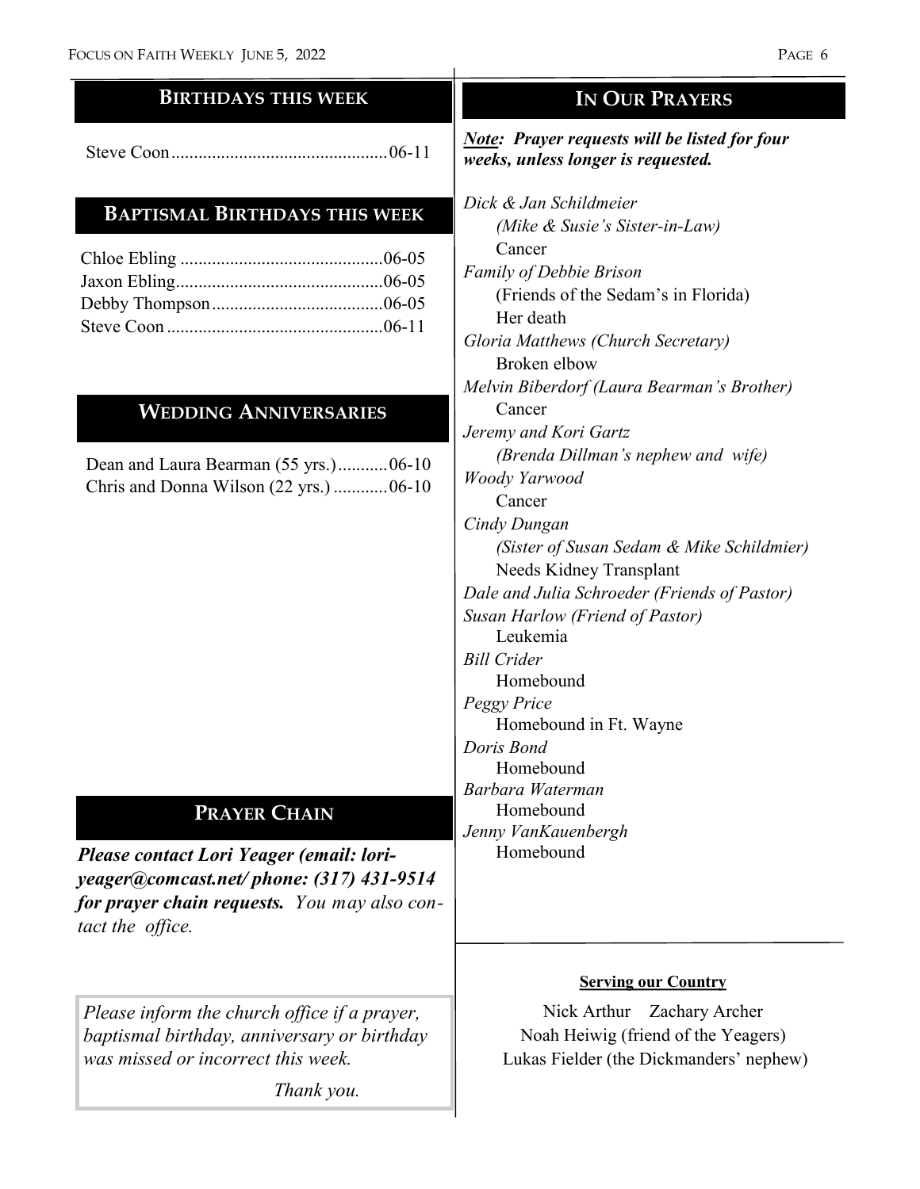## Birthdays this week

Steve Coon................................................06-11

## Baptismal Birthdays this week

Chloe Ebling .............................................06-05
Jaxon Ebling...............................................06-05
Debby Thompson.......................................06-05
Steve Coon .................................................06-11

## Wedding Anniversaries

Dean and Laura Bearman (55 yrs.)...........06-10
Chris and Donna Wilson (22 yrs.) ............06-10

## Prayer Chain

***Please contact Lori Yeager (email: lori-yeager@comcast.net/ phone: (317) 431-9514 for prayer chain requests.*** *You may also contact the office.*

*Please inform the church office if a prayer, baptismal birthday, anniversary or birthday was missed or incorrect this week.*

*Thank you.*

## In Our Prayers

***Note: Prayer requests will be listed for four weeks, unless longer is requested.***

*Dick & Jan Schildmeier*
*(Mike & Susie's Sister-in-Law)*
Cancer

*Family of Debbie Brison*
(Friends of the Sedam's in Florida)
Her death

*Gloria Matthews (Church Secretary)*
Broken elbow

*Melvin Biberdorf (Laura Bearman's Brother)*
Cancer

*Jeremy and Kori Gartz*
*(Brenda Dillman's nephew and wife)*

*Woody Yarwood*
Cancer

*Cindy Dungan*
*(Sister of Susan Sedam & Mike Schildmier)*
Needs Kidney Transplant

*Dale and Julia Schroeder (Friends of Pastor)*

*Susan Harlow (Friend of Pastor)*
Leukemia

*Bill Crider*
Homebound

*Peggy Price*
Homebound in Ft. Wayne

*Doris Bond*
Homebound

*Barbara Waterman*
Homebound

*Jenny VanKauenbergh*
Homebound

**Serving our Country**

Nick Arthur Zachary Archer
Noah Heiwig (friend of the Yeagers)
Lukas Fielder (the Dickmanders' nephew)